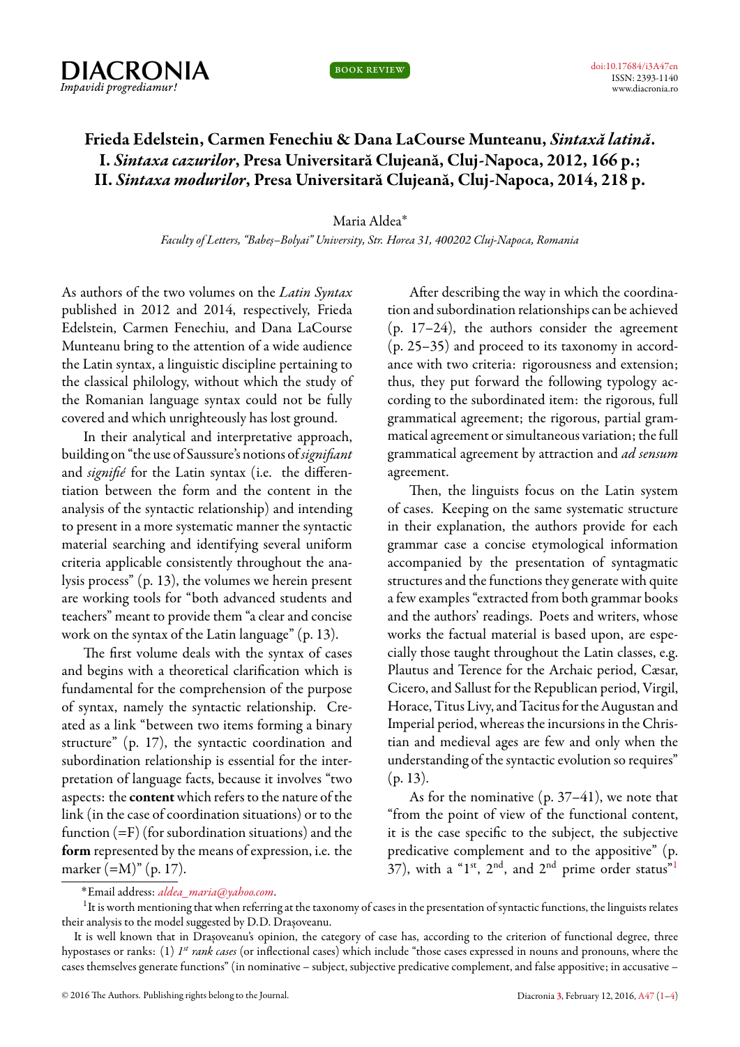# Frieda Edelstein, Carmen Fenechiu & Dana LaCourse Munteanu, *Sintaxă latină*. I. *Sintaxa cazurilor*, Presa Universitară Clujeană, Cluj-Napoca, 2012, 166 p.; II. *Sintaxa modurilor*, Presa Universitară Clujeană, Cluj-Napoca, 2014, 218 p.

Maria Aldea*

*Faculty of Letters, "Babeș–Bolyai" University, Str. Horea 31, 400202 Cluj-Napoca, Romania*

As authors of the two volumes on the *Latin Syntax* published in 2012 and 2014, respectively, Frieda Edelstein, Carmen Fenechiu, and Dana LaCourse Munteanu bring to the attention of a wide audience the Latin syntax, a linguistic discipline pertaining to the classical philology, without which the study of the Romanian language syntax could not be fully covered and which unrighteously has lost ground.

In their analytical and interpretative approach, building on "the use of Saussure's notions of *signifiant* and *signifié* for the Latin syntax (i.e. the differentiation between the form and the content in the analysis of the syntactic relationship) and intending to present in a more systematic manner the syntactic material searching and identifying several uniform criteria applicable consistently throughout the analysis process" (p. 13), the volumes we herein present are working tools for "both advanced students and teachers" meant to provide them "a clear and concise work on the syntax of the Latin language" (p. 13).

The first volume deals with the syntax of cases and begins with a theoretical clarification which is fundamental for the comprehension of the purpose of syntax, namely the syntactic relationship. Created as a link "between two items forming a binary structure" (p. 17), the syntactic coordination and subordination relationship is essential for the interpretation of language facts, because it involves "two aspects: the **content** which refers to the nature of the link (in the case of coordination situations) or to the function (=F) (for subordination situations) and the **form** represented by the means of expression, i.e. the marker (=M)" (p. 17).

After describing the way in which the coordination and subordination relationships can be achieved (p. 17–24), the authors consider the agreement (p. 25–35) and proceed to its taxonomy in accordance with two criteria: rigorousness and extension; thus, they put forward the following typology according to the subordinated item: the rigorous, full grammatical agreement; the rigorous, partial grammatical agreement or simultaneous variation; the full grammatical agreement by attraction and *ad sensum* agreement.

Then, the linguists focus on the Latin system of cases. Keeping on the same systematic structure in their explanation, the authors provide for each grammar case a concise etymological information accompanied by the presentation of syntagmatic structures and the functions they generate with quite a few examples "extracted from both grammar books and the authors' readings. Poets and writers, whose works the factual material is based upon, are especially those taught throughout the Latin classes, e.g. Plautus and Terence for the Archaic period, Cæsar, Cicero, and Sallust for the Republican period, Virgil, Horace, Titus Livy, and Tacitus for the Augustan and Imperial period, whereas the incursions in the Christian and medieval ages are few and only when the understanding of the syntactic evolution so requires" (p. 13).

As for the nominative (p. 37–41), we note that "from the point of view of the functional content, it is the case specific to the subject, the subjective predicative complement and to the appositive" (p. 37), with a "1st, 2nd, and 2nd prime order status"[1]

---

*Email address: *aldea_maria@yahoo.com*.

[1] It is worth mentioning that when referring at the taxonomy of cases in the presentation of syntactic functions, the linguists relates their analysis to the model suggested by D.D. Drașoveanu.

It is well known that in Drașoveanu's opinion, the category of case has, according to the criterion of functional degree, three hypostases or ranks: (1) *1st rank cases* (or inflectional cases) which include "those cases expressed in nouns and pronouns, where the cases themselves generate functions" (in nominative – subject, subjective predicative complement, and false appositive; in accusative –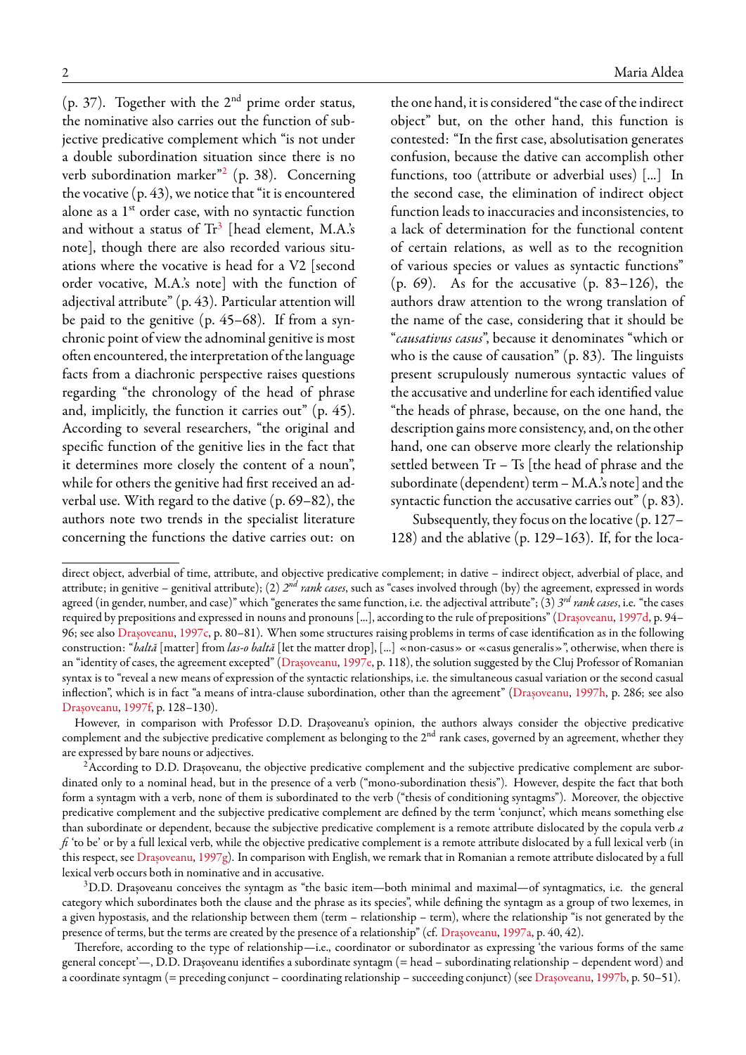(p. 37). Together with the 2nd prime order status, the nominative also carries out the function of subjective predicative complement which "is not under a double subordination situation since there is no verb subordination marker"[2] (p. 38). Concerning the vocative (p. 43), we notice that "it is encountered alone as a 1st order case, with no syntactic function and without a status of Tr[3] [head element, M.A.'s note], though there are also recorded various situations where the vocative is head for a V2 [second order vocative, M.A.'s note] with the function of adjectival attribute" (p. 43). Particular attention will be paid to the genitive (p. 45–68). If from a synchronic point of view the adnominal genitive is most often encountered, the interpretation of the language facts from a diachronic perspective raises questions regarding "the chronology of the head of phrase and, implicitly, the function it carries out" (p. 45). According to several researchers, "the original and specific function of the genitive lies in the fact that it determines more closely the content of a noun", while for others the genitive had first received an adverbal use. With regard to the dative (p. 69–82), the authors note two trends in the specialist literature concerning the functions the dative carries out: on the one hand, it is considered "the case of the indirect object" but, on the other hand, this function is contested: "In the first case, absolutisation generates confusion, because the dative can accomplish other functions, too (attribute or adverbial uses) [...] In the second case, the elimination of indirect object function leads to inaccuracies and inconsistencies, to a lack of determination for the functional content of certain relations, as well as to the recognition of various species or values as syntactic functions" (p. 69). As for the accusative (p. 83–126), the authors draw attention to the wrong translation of the name of the case, considering that it should be "*causativus casus*", because it denominates "which or who is the cause of causation" (p. 83). The linguists present scrupulously numerous syntactic values of the accusative and underline for each identified value "the heads of phrase, because, on the one hand, the description gains more consistency, and, on the other hand, one can observe more clearly the relationship settled between Tr – Ts [the head of phrase and the subordinate (dependent) term – M.A.'s note] and the syntactic function the accusative carries out" (p. 83).

Subsequently, they focus on the locative (p. 127–128) and the ablative (p. 129–163). If, for the loca-

---

direct object, adverbial of time, attribute, and objective predicative complement; in dative – indirect object, adverbial of place, and attribute; in genitive – genitival attribute); (2) *2nd rank cases*, such as "cases involved through (by) the agreement, expressed in words agreed (in gender, number, and case)" which "generates the same function, i.e. the adjectival attribute"; (3) *3rd rank cases*, i.e. "the cases required by prepositions and expressed in nouns and pronouns [...], according to the rule of prepositions" (Drașoveanu, 1997d, p. 94–96; see also Drașoveanu, 1997c, p. 80–81). When some structures raising problems in terms of case identification as in the following construction: "*baltă* [matter] from *las-o baltă* [let the matter drop], [...] «non-casus» or «casus generalis»", otherwise, when there is an "identity of cases, the agreement excepted" (Drașoveanu, 1997e, p. 118), the solution suggested by the Cluj Professor of Romanian syntax is to "reveal a new means of expression of the syntactic relationships, i.e. the simultaneous casual variation or the second casual inflection", which is in fact "a means of intra-clause subordination, other than the agreement" (Drașoveanu, 1997h, p. 286; see also Drașoveanu, 1997f, p. 128–130).

However, in comparison with Professor D.D. Drașoveanu's opinion, the authors always consider the objective predicative complement and the subjective predicative complement as belonging to the 2nd rank cases, governed by an agreement, whether they are expressed by bare nouns or adjectives.

[2] According to D.D. Drașoveanu, the objective predicative complement and the subjective predicative complement are subordinated only to a nominal head, but in the presence of a verb ("mono-subordination thesis"). However, despite the fact that both form a syntagm with a verb, none of them is subordinated to the verb ("thesis of conditioning syntagms"). Moreover, the objective predicative complement and the subjective predicative complement are defined by the term 'conjunct', which means something else than subordinate or dependent, because the subjective predicative complement is a remote attribute dislocated by the copula verb *a fi* 'to be' or by a full lexical verb, while the objective predicative complement is a remote attribute dislocated by a full lexical verb (in this respect, see Drașoveanu, 1997g). In comparison with English, we remark that in Romanian a remote attribute dislocated by a full lexical verb occurs both in nominative and in accusative.

[3] D.D. Drașoveanu conceives the syntagm as "the basic item—both minimal and maximal—of syntagmatics, i.e. the general category which subordinates both the clause and the phrase as its species", while defining the syntagm as a group of two lexemes, in a given hypostasis, and the relationship between them (term – relationship – term), where the relationship "is not generated by the presence of terms, but the terms are created by the presence of a relationship" (cf. Drașoveanu, 1997a, p. 40, 42).

Therefore, according to the type of relationship—i.e., coordinator or subordinator as expressing 'the various forms of the same general concept'—, D.D. Drașoveanu identifies a subordinate syntagm (= head – subordinating relationship – dependent word) and a coordinate syntagm (= preceding conjunct – coordinating relationship – succeeding conjunct) (see Drașoveanu, 1997b, p. 50–51).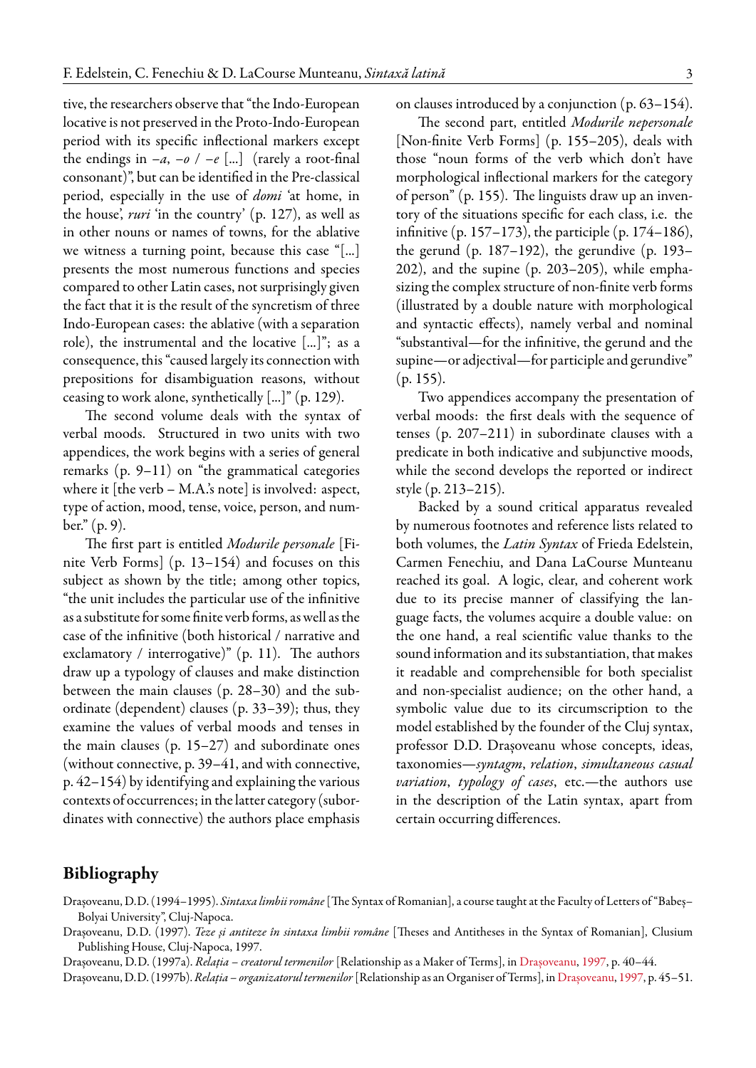tive, the researchers observe that "the Indo-European locative is not preserved in the Proto-Indo-European period with its specific inflectional markers except the endings in *–a*, *–o* / *–e* [...] (rarely a root-final consonant)", but can be identified in the Pre-classical period, especially in the use of *domi* 'at home, in the house', *ruri* 'in the country' (p. 127), as well as in other nouns or names of towns, for the ablative we witness a turning point, because this case "[...] presents the most numerous functions and species compared to other Latin cases, not surprisingly given the fact that it is the result of the syncretism of three Indo-European cases: the ablative (with a separation role), the instrumental and the locative [...]"; as a consequence, this "caused largely its connection with prepositions for disambiguation reasons, without ceasing to work alone, synthetically [...]" (p. 129).

The second volume deals with the syntax of verbal moods. Structured in two units with two appendices, the work begins with a series of general remarks (p. 9–11) on "the grammatical categories where it [the verb – M.A.'s note] is involved: aspect, type of action, mood, tense, voice, person, and number." (p. 9).

The first part is entitled *Modurile personale* [Finite Verb Forms] (p. 13–154) and focuses on this subject as shown by the title; among other topics, "the unit includes the particular use of the infinitive as a substitute for some finite verb forms, as well as the case of the infinitive (both historical / narrative and exclamatory / interrogative)" (p. 11). The authors draw up a typology of clauses and make distinction between the main clauses (p. 28–30) and the subordinate (dependent) clauses (p. 33–39); thus, they examine the values of verbal moods and tenses in the main clauses (p. 15–27) and subordinate ones (without connective, p. 39–41, and with connective, p. 42–154) by identifying and explaining the various contexts of occurrences; in the latter category (subordinates with connective) the authors place emphasis on clauses introduced by a conjunction (p. 63–154).

The second part, entitled *Modurile nepersonale* [Non-finite Verb Forms] (p. 155–205), deals with those "noun forms of the verb which don't have morphological inflectional markers for the category of person" (p. 155). The linguists draw up an inventory of the situations specific for each class, i.e. the infinitive (p. 157–173), the participle (p. 174–186), the gerund (p. 187–192), the gerundive (p. 193–202), and the supine (p. 203–205), while emphasizing the complex structure of non-finite verb forms (illustrated by a double nature with morphological and syntactic effects), namely verbal and nominal "substantival—for the infinitive, the gerund and the supine—or adjectival—for participle and gerundive" (p. 155).

Two appendices accompany the presentation of verbal moods: the first deals with the sequence of tenses (p. 207–211) in subordinate clauses with a predicate in both indicative and subjunctive moods, while the second develops the reported or indirect style (p. 213–215).

Backed by a sound critical apparatus revealed by numerous footnotes and reference lists related to both volumes, the *Latin Syntax* of Frieda Edelstein, Carmen Fenechiu, and Dana LaCourse Munteanu reached its goal. A logic, clear, and coherent work due to its precise manner of classifying the language facts, the volumes acquire a double value: on the one hand, a real scientific value thanks to the sound information and its substantiation, that makes it readable and comprehensible for both specialist and non-specialist audience; on the other hand, a symbolic value due to its circumscription to the model established by the founder of the Cluj syntax, professor D.D. Drașoveanu whose concepts, ideas, taxonomies—*syntagm*, *relation*, *simultaneous casual variation*, *typology of cases*, etc.—the authors use in the description of the Latin syntax, apart from certain occurring differences.

## Bibliography

Drașoveanu, D.D. (1994–1995). *Sintaxa limbii române* [The Syntax of Romanian], a course taught at the Faculty of Letters of "Babeș–Bolyai University", Cluj-Napoca.

Drașoveanu, D.D. (1997). *Teze și antiteze în sintaxa limbii române* [Theses and Antitheses in the Syntax of Romanian], Clusium Publishing House, Cluj-Napoca, 1997.

Drașoveanu, D.D. (1997a). *Relația – creatorul termenilor* [Relationship as a Maker of Terms], in Drașoveanu, 1997, p. 40–44.

Drașoveanu, D.D. (1997b). *Relația – organizatorul termenilor* [Relationship as an Organiser of Terms], in Drașoveanu, 1997, p. 45–51.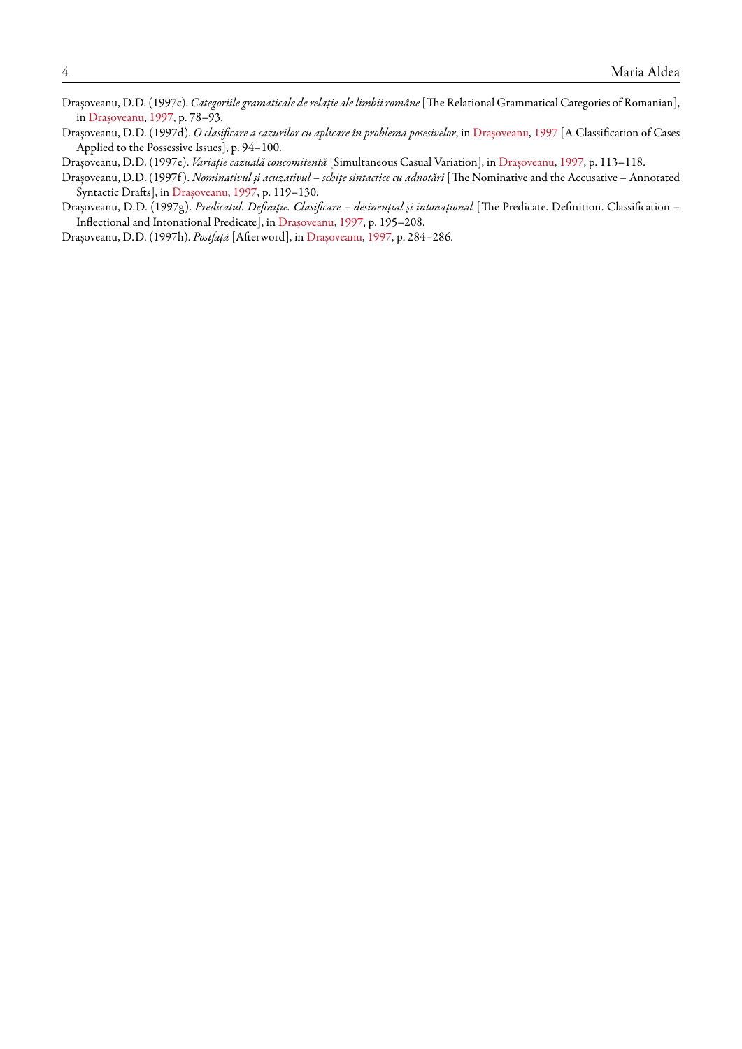Drașoveanu, D.D. (1997c). *Categoriile gramaticale de relație ale limbii române* [The Relational Grammatical Categories of Romanian], in Drașoveanu, 1997, p. 78–93.

Drașoveanu, D.D. (1997d). *O clasificare a cazurilor cu aplicare în problema posesivelor*, in Drașoveanu, 1997 [A Classification of Cases Applied to the Possessive Issues], p. 94–100.

Drașoveanu, D.D. (1997e). *Variație cazuală concomitentă* [Simultaneous Casual Variation], in Drașoveanu, 1997, p. 113–118.

Drașoveanu, D.D. (1997f). *Nominativul și acuzativul – schițe sintactice cu adnotări* [The Nominative and the Accusative – Annotated Syntactic Drafts], in Drașoveanu, 1997, p. 119–130.

Drașoveanu, D.D. (1997g). *Predicatul. Definiție. Clasificare – desinențial și intonațional* [The Predicate. Definition. Classification – Inflectional and Intonational Predicate], in Drașoveanu, 1997, p. 195–208.

Drașoveanu, D.D. (1997h). *Postfață* [Afterword], in Drașoveanu, 1997, p. 284–286.